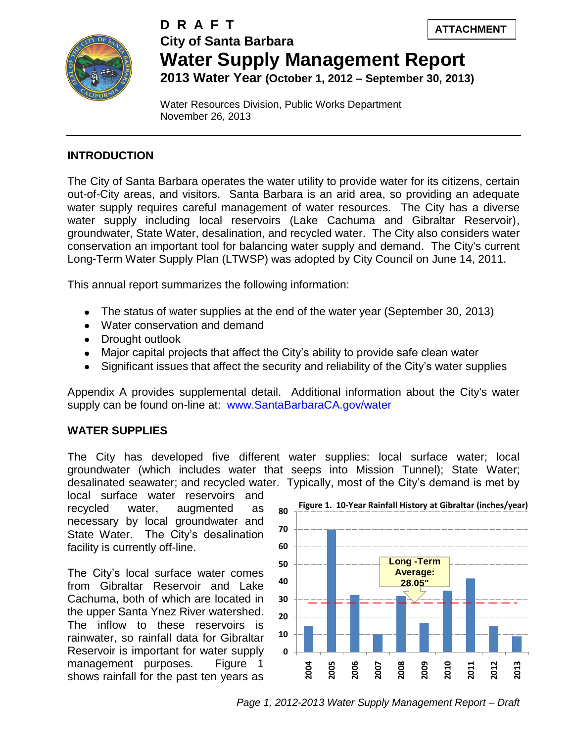D R A F T

ATTACHMENT

# City of Santa Barbara
# Water Supply Management Report
## 2013 Water Year (October 1, 2012 – September 30, 2013)

Water Resources Division, Public Works Department
November 26, 2013

## INTRODUCTION

The City of Santa Barbara operates the water utility to provide water for its citizens, certain out-of-City areas, and visitors. Santa Barbara is an arid area, so providing an adequate water supply requires careful management of water resources. The City has a diverse water supply including local reservoirs (Lake Cachuma and Gibraltar Reservoir), groundwater, State Water, desalination, and recycled water. The City also considers water conservation an important tool for balancing water supply and demand. The City's current Long-Term Water Supply Plan (LTWSP) was adopted by City Council on June 14, 2011.

This annual report summarizes the following information:

- The status of water supplies at the end of the water year (September 30, 2013)
- Water conservation and demand
- Drought outlook
- Major capital projects that affect the City's ability to provide safe clean water
- Significant issues that affect the security and reliability of the City's water supplies

Appendix A provides supplemental detail. Additional information about the City's water supply can be found on-line at: www.SantaBarbaraCA.gov/water

## WATER SUPPLIES

The City has developed five different water supplies: local surface water; local groundwater (which includes water that seeps into Mission Tunnel); State Water; desalinated seawater; and recycled water. Typically, most of the City's demand is met by local surface water reservoirs and recycled water, augmented as necessary by local groundwater and State Water. The City's desalination facility is currently off-line.

The City's local surface water comes from Gibraltar Reservoir and Lake Cachuma, both of which are located in the upper Santa Ynez River watershed. The inflow to these reservoirs is rainwater, so rainfall data for Gibraltar Reservoir is important for water supply management purposes. Figure 1 shows rainfall for the past ten years as

**Figure 1. 10-Year Rainfall History at Gibraltar (inches/year)**

Long -Term Average: 28.05"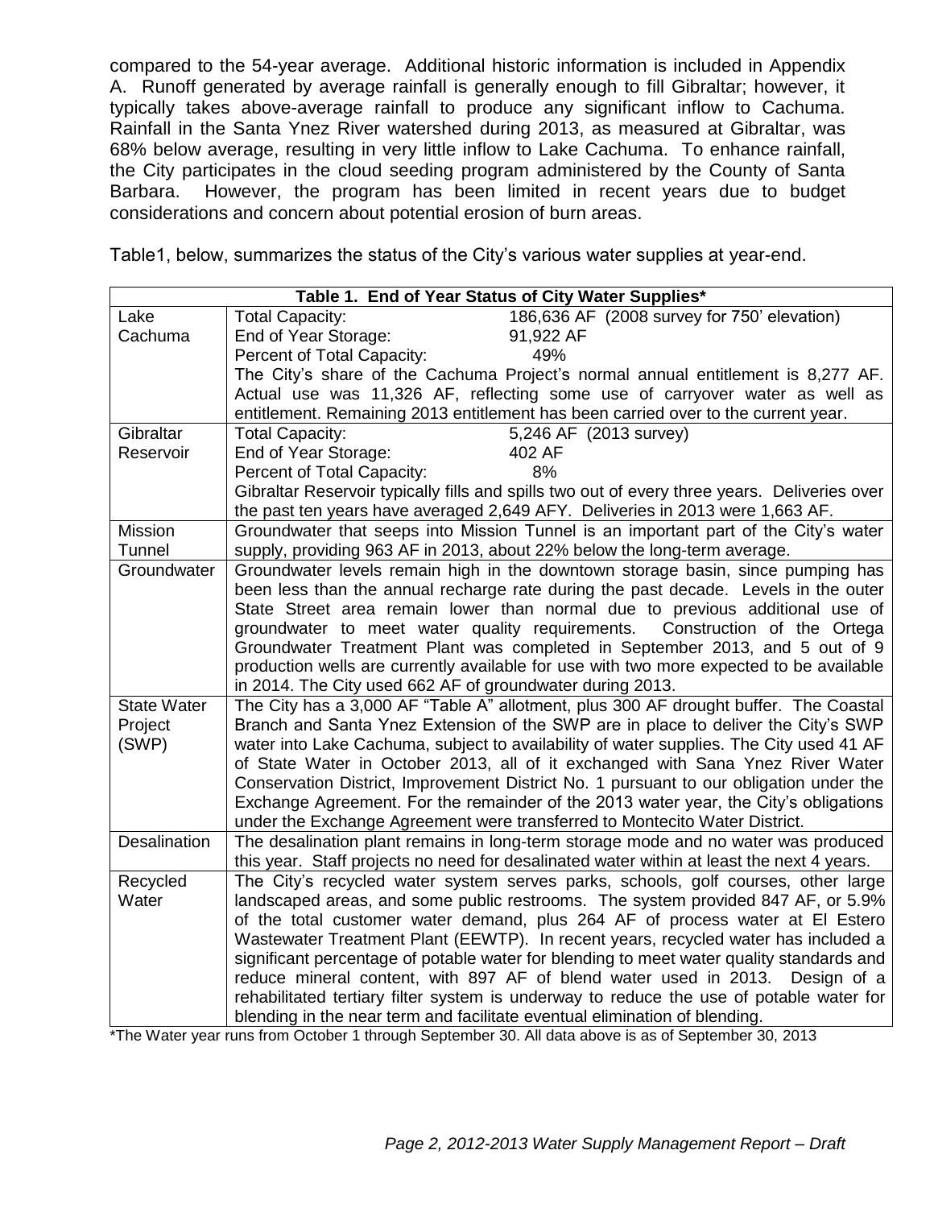compared to the 54-year average. Additional historic information is included in Appendix A. Runoff generated by average rainfall is generally enough to fill Gibraltar; however, it typically takes above-average rainfall to produce any significant inflow to Cachuma. Rainfall in the Santa Ynez River watershed during 2013, as measured at Gibraltar, was 68% below average, resulting in very little inflow to Lake Cachuma. To enhance rainfall, the City participates in the cloud seeding program administered by the County of Santa Barbara. However, the program has been limited in recent years due to budget considerations and concern about potential erosion of burn areas.

Table1, below, summarizes the status of the City's various water supplies at year-end.

| Table 1. End of Year Status of City Water Supplies* | |
|---|---|
| Lake Cachuma | Total Capacity: 186,636 AF (2008 survey for 750' elevation)<br>End of Year Storage: 91,922 AF<br>Percent of Total Capacity: 49%<br>The City's share of the Cachuma Project's normal annual entitlement is 8,277 AF. Actual use was 11,326 AF, reflecting some use of carryover water as well as entitlement. Remaining 2013 entitlement has been carried over to the current year. |
| Gibraltar Reservoir | Total Capacity: 5,246 AF (2013 survey)<br>End of Year Storage: 402 AF<br>Percent of Total Capacity: 8%<br>Gibraltar Reservoir typically fills and spills two out of every three years. Deliveries over the past ten years have averaged 2,649 AFY. Deliveries in 2013 were 1,663 AF. |
| Mission Tunnel | Groundwater that seeps into Mission Tunnel is an important part of the City's water supply, providing 963 AF in 2013, about 22% below the long-term average. |
| Groundwater | Groundwater levels remain high in the downtown storage basin, since pumping has been less than the annual recharge rate during the past decade. Levels in the outer State Street area remain lower than normal due to previous additional use of groundwater to meet water quality requirements. Construction of the Ortega Groundwater Treatment Plant was completed in September 2013, and 5 out of 9 production wells are currently available for use with two more expected to be available in 2014. The City used 662 AF of groundwater during 2013. |
| State Water Project (SWP) | The City has a 3,000 AF "Table A" allotment, plus 300 AF drought buffer. The Coastal Branch and Santa Ynez Extension of the SWP are in place to deliver the City's SWP water into Lake Cachuma, subject to availability of water supplies. The City used 41 AF of State Water in October 2013, all of it exchanged with Sana Ynez River Water Conservation District, Improvement District No. 1 pursuant to our obligation under the Exchange Agreement. For the remainder of the 2013 water year, the City's obligations under the Exchange Agreement were transferred to Montecito Water District. |
| Desalination | The desalination plant remains in long-term storage mode and no water was produced this year. Staff projects no need for desalinated water within at least the next 4 years. |
| Recycled Water | The City's recycled water system serves parks, schools, golf courses, other large landscaped areas, and some public restrooms. The system provided 847 AF, or 5.9% of the total customer water demand, plus 264 AF of process water at El Estero Wastewater Treatment Plant (EEWTP). In recent years, recycled water has included a significant percentage of potable water for blending to meet water quality standards and reduce mineral content, with 897 AF of blend water used in 2013. Design of a rehabilitated tertiary filter system is underway to reduce the use of potable water for blending in the near term and facilitate eventual elimination of blending. |

*The Water year runs from October 1 through September 30. All data above is as of September 30, 2013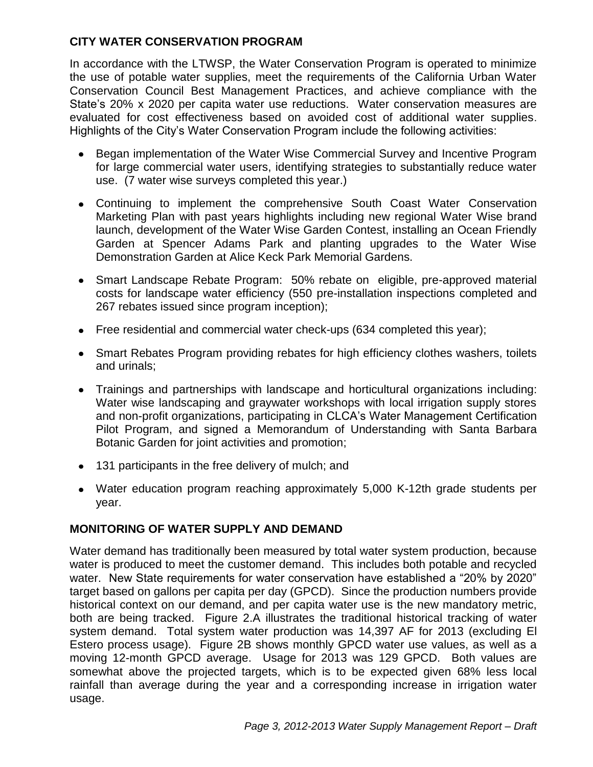## CITY WATER CONSERVATION PROGRAM

In accordance with the LTWSP, the Water Conservation Program is operated to minimize the use of potable water supplies, meet the requirements of the California Urban Water Conservation Council Best Management Practices, and achieve compliance with the State's 20% x 2020 per capita water use reductions. Water conservation measures are evaluated for cost effectiveness based on avoided cost of additional water supplies. Highlights of the City's Water Conservation Program include the following activities:

- Began implementation of the Water Wise Commercial Survey and Incentive Program for large commercial water users, identifying strategies to substantially reduce water use. (7 water wise surveys completed this year.)
- Continuing to implement the comprehensive South Coast Water Conservation Marketing Plan with past years highlights including new regional Water Wise brand launch, development of the Water Wise Garden Contest, installing an Ocean Friendly Garden at Spencer Adams Park and planting upgrades to the Water Wise Demonstration Garden at Alice Keck Park Memorial Gardens.
- Smart Landscape Rebate Program: 50% rebate on eligible, pre-approved material costs for landscape water efficiency (550 pre-installation inspections completed and 267 rebates issued since program inception);
- Free residential and commercial water check-ups (634 completed this year);
- Smart Rebates Program providing rebates for high efficiency clothes washers, toilets and urinals;
- Trainings and partnerships with landscape and horticultural organizations including: Water wise landscaping and graywater workshops with local irrigation supply stores and non-profit organizations, participating in CLCA's Water Management Certification Pilot Program, and signed a Memorandum of Understanding with Santa Barbara Botanic Garden for joint activities and promotion;
- 131 participants in the free delivery of mulch; and
- Water education program reaching approximately 5,000 K-12th grade students per year.

## MONITORING OF WATER SUPPLY AND DEMAND

Water demand has traditionally been measured by total water system production, because water is produced to meet the customer demand. This includes both potable and recycled water. New State requirements for water conservation have established a "20% by 2020" target based on gallons per capita per day (GPCD). Since the production numbers provide historical context on our demand, and per capita water use is the new mandatory metric, both are being tracked. Figure 2.A illustrates the traditional historical tracking of water system demand. Total system water production was 14,397 AF for 2013 (excluding El Estero process usage). Figure 2B shows monthly GPCD water use values, as well as a moving 12-month GPCD average. Usage for 2013 was 129 GPCD. Both values are somewhat above the projected targets, which is to be expected given 68% less local rainfall than average during the year and a corresponding increase in irrigation water usage.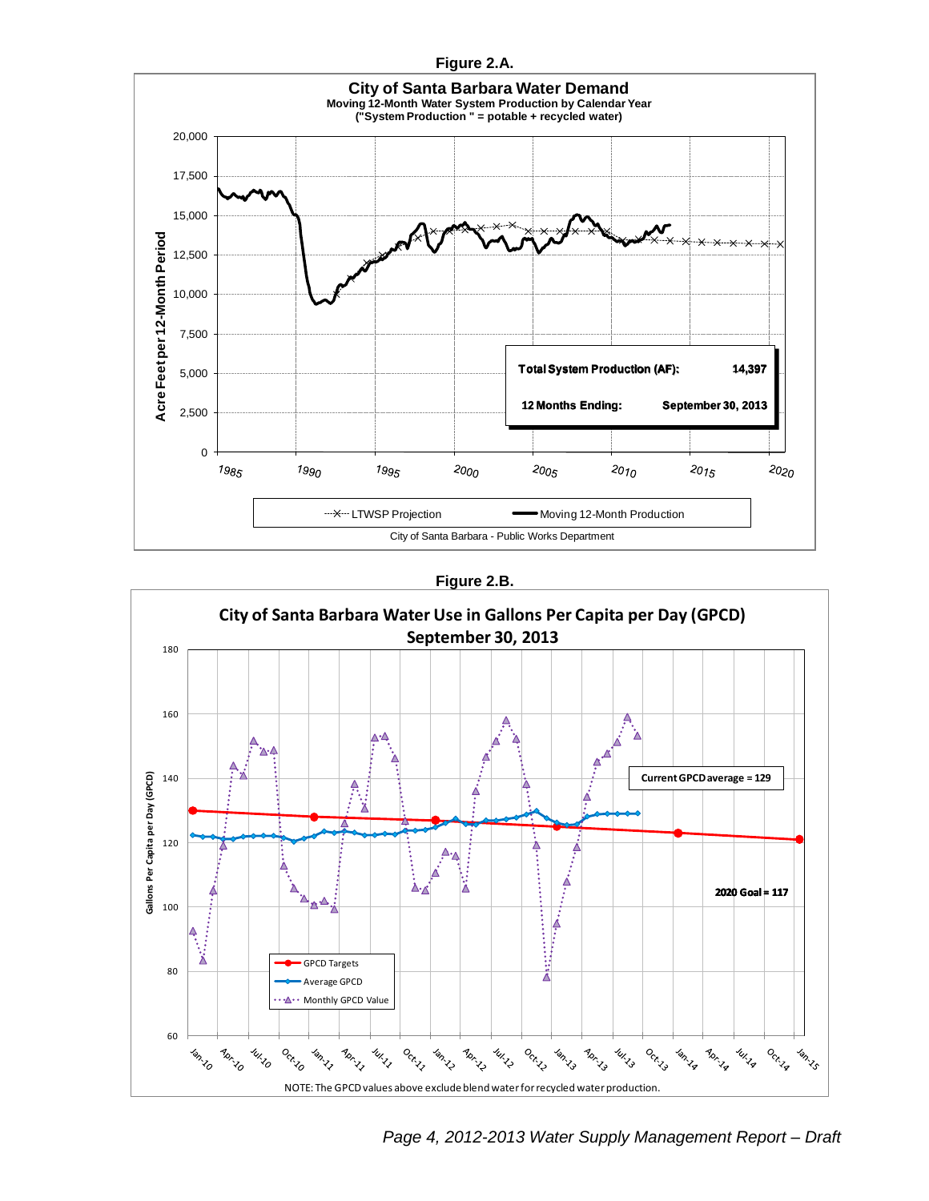**Figure 2.A.**

**City of Santa Barbara Water Demand**

**Moving 12-Month Water System Production by Calendar Year**

**("System Production " = potable + recycled water)**

| Total System Production (AF): | 14,397 |
| --- | --- |
| 12 Months Ending: | September 30, 2013 |

LTWSP Projection — Moving 12-Month Production

City of Santa Barbara - Public Works Department

**Figure 2.B.**

**City of Santa Barbara Water Use in Gallons Per Capita per Day (GPCD)**

**September 30, 2013**

Current GPCD average = 129

2020 Goal = 117

GPCD Targets — Average GPCD — Monthly GPCD Value

NOTE: The GPCD values above exclude blend water for recycled water production.

*Page 4, 2012-2013 Water Supply Management Report – Draft*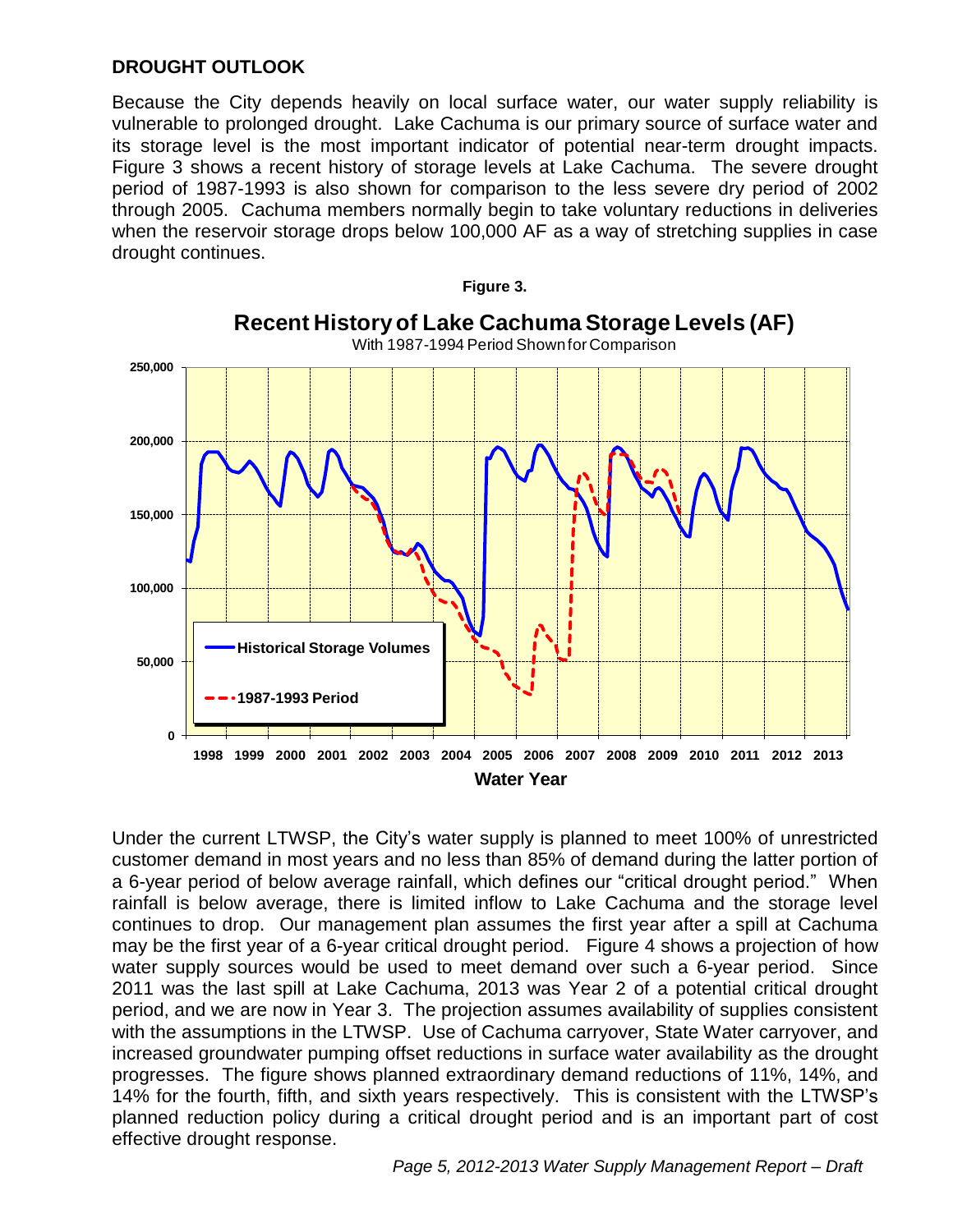## DROUGHT OUTLOOK

Because the City depends heavily on local surface water, our water supply reliability is vulnerable to prolonged drought. Lake Cachuma is our primary source of surface water and its storage level is the most important indicator of potential near-term drought impacts. Figure 3 shows a recent history of storage levels at Lake Cachuma. The severe drought period of 1987-1993 is also shown for comparison to the less severe dry period of 2002 through 2005. Cachuma members normally begin to take voluntary reductions in deliveries when the reservoir storage drops below 100,000 AF as a way of stretching supplies in case drought continues.

**Figure 3.**

**Recent History of Lake Cachuma Storage Levels (AF)**

With 1987-1994 Period Shown for Comparison

Under the current LTWSP, the City's water supply is planned to meet 100% of unrestricted customer demand in most years and no less than 85% of demand during the latter portion of a 6-year period of below average rainfall, which defines our "critical drought period." When rainfall is below average, there is limited inflow to Lake Cachuma and the storage level continues to drop. Our management plan assumes the first year after a spill at Cachuma may be the first year of a 6-year critical drought period. Figure 4 shows a projection of how water supply sources would be used to meet demand over such a 6-year period. Since 2011 was the last spill at Lake Cachuma, 2013 was Year 2 of a potential critical drought period, and we are now in Year 3. The projection assumes availability of supplies consistent with the assumptions in the LTWSP. Use of Cachuma carryover, State Water carryover, and increased groundwater pumping offset reductions in surface water availability as the drought progresses. The figure shows planned extraordinary demand reductions of 11%, 14%, and 14% for the fourth, fifth, and sixth years respectively. This is consistent with the LTWSP's planned reduction policy during a critical drought period and is an important part of cost effective drought response.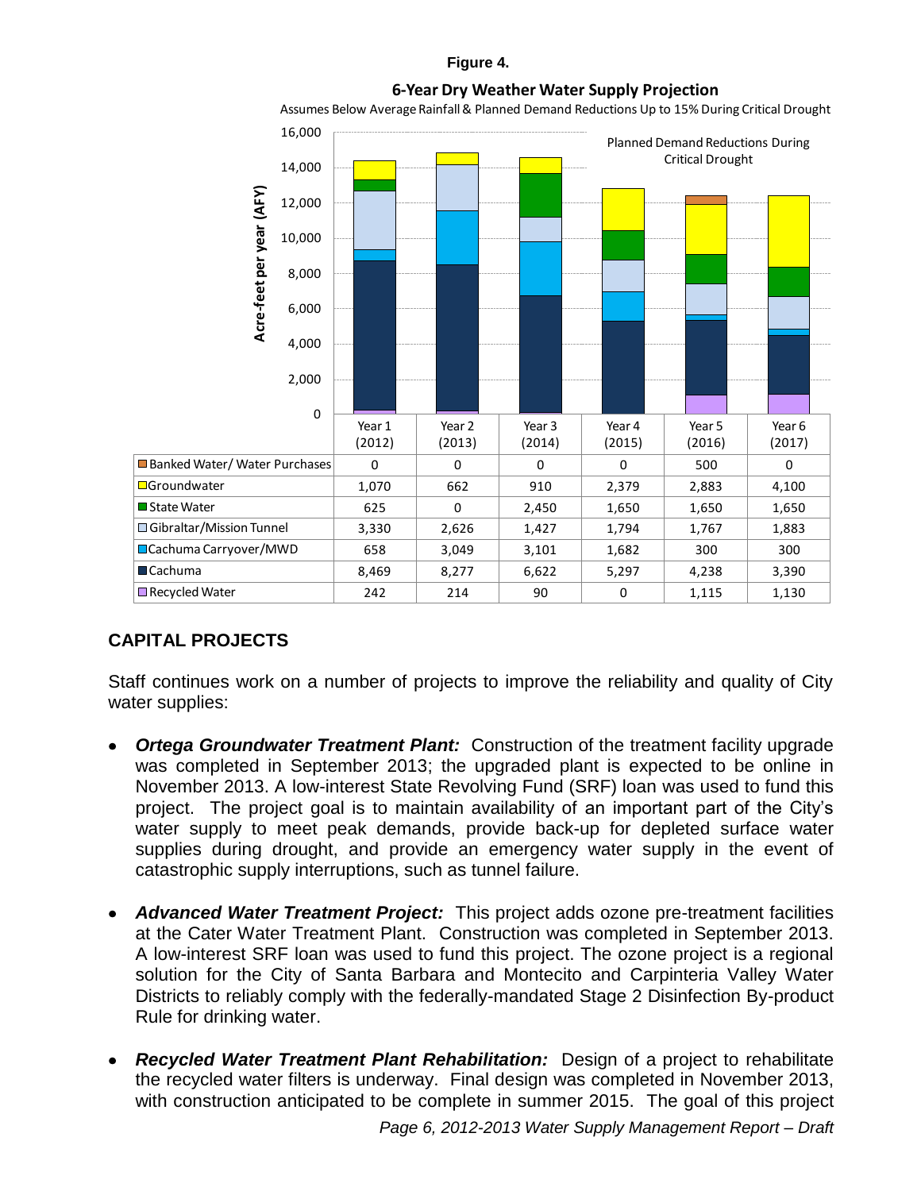**Figure 4.**

**6-Year Dry Weather Water Supply Projection**

Assumes Below Average Rainfall & Planned Demand Reductions Up to 15% During Critical Drought

Planned Demand Reductions During Critical Drought

| | Year 1 (2012) | Year 2 (2013) | Year 3 (2014) | Year 4 (2015) | Year 5 (2016) | Year 6 (2017) |
|---|---|---|---|---|---|---|
| Banked Water/ Water Purchases | 0 | 0 | 0 | 0 | 500 | 0 |
| Groundwater | 1,070 | 662 | 910 | 2,379 | 2,883 | 4,100 |
| State Water | 625 | 0 | 2,450 | 1,650 | 1,650 | 1,650 |
| Gibraltar/Mission Tunnel | 3,330 | 2,626 | 1,427 | 1,794 | 1,767 | 1,883 |
| Cachuma Carryover/MWD | 658 | 3,049 | 3,101 | 1,682 | 300 | 300 |
| Cachuma | 8,469 | 8,277 | 6,622 | 5,297 | 4,238 | 3,390 |
| Recycled Water | 242 | 214 | 90 | 0 | 1,115 | 1,130 |

## CAPITAL PROJECTS

Staff continues work on a number of projects to improve the reliability and quality of City water supplies:

- ***Ortega Groundwater Treatment Plant:*** Construction of the treatment facility upgrade was completed in September 2013; the upgraded plant is expected to be online in November 2013. A low-interest State Revolving Fund (SRF) loan was used to fund this project. The project goal is to maintain availability of an important part of the City's water supply to meet peak demands, provide back-up for depleted surface water supplies during drought, and provide an emergency water supply in the event of catastrophic supply interruptions, such as tunnel failure.

- ***Advanced Water Treatment Project:*** This project adds ozone pre-treatment facilities at the Cater Water Treatment Plant. Construction was completed in September 2013. A low-interest SRF loan was used to fund this project. The ozone project is a regional solution for the City of Santa Barbara and Montecito and Carpinteria Valley Water Districts to reliably comply with the federally-mandated Stage 2 Disinfection By-product Rule for drinking water.

- ***Recycled Water Treatment Plant Rehabilitation:*** Design of a project to rehabilitate the recycled water filters is underway. Final design was completed in November 2013, with construction anticipated to be complete in summer 2015. The goal of this project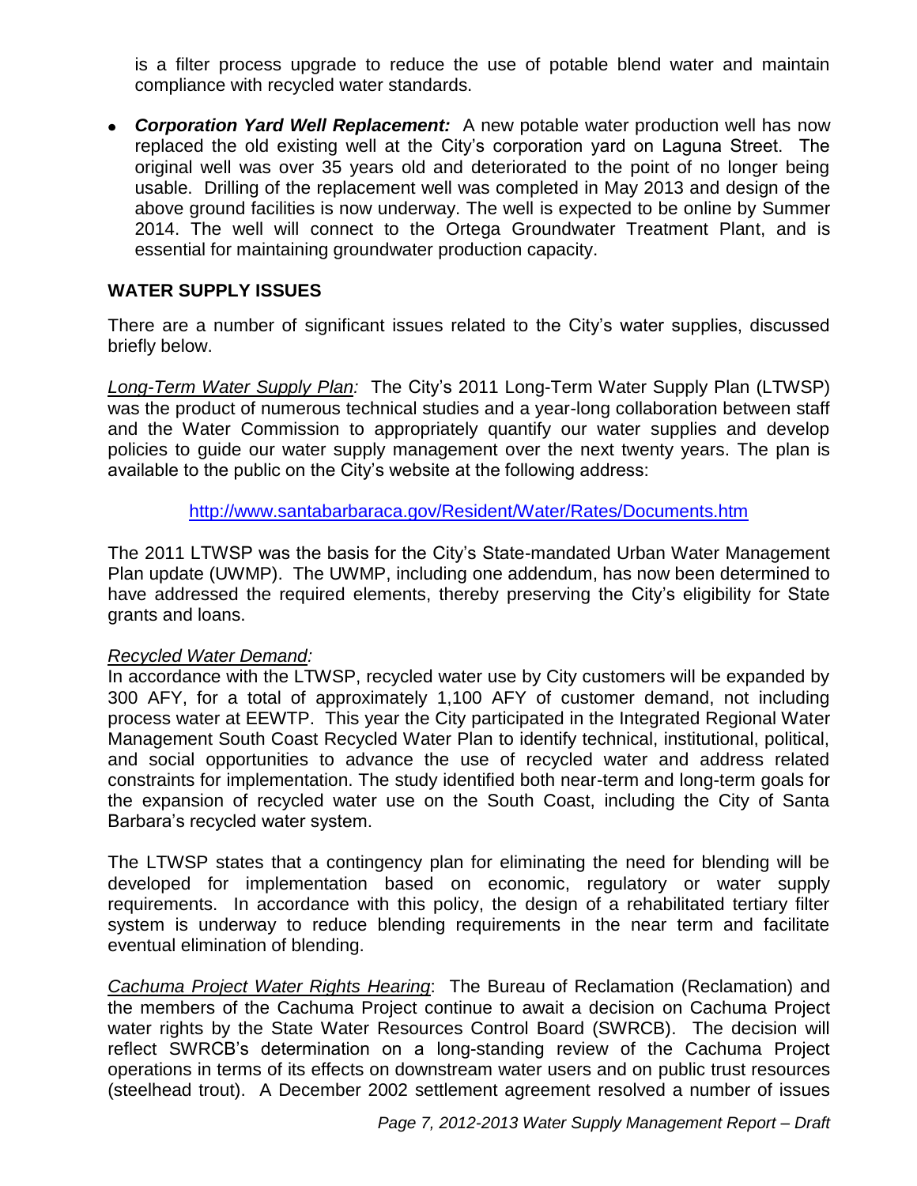is a filter process upgrade to reduce the use of potable blend water and maintain compliance with recycled water standards.

- ***Corporation Yard Well Replacement:*** A new potable water production well has now replaced the old existing well at the City's corporation yard on Laguna Street. The original well was over 35 years old and deteriorated to the point of no longer being usable. Drilling of the replacement well was completed in May 2013 and design of the above ground facilities is now underway. The well is expected to be online by Summer 2014. The well will connect to the Ortega Groundwater Treatment Plant, and is essential for maintaining groundwater production capacity.

## WATER SUPPLY ISSUES

There are a number of significant issues related to the City's water supplies, discussed briefly below.

*Long-Term Water Supply Plan:* The City's 2011 Long-Term Water Supply Plan (LTWSP) was the product of numerous technical studies and a year-long collaboration between staff and the Water Commission to appropriately quantify our water supplies and develop policies to guide our water supply management over the next twenty years. The plan is available to the public on the City's website at the following address:

http://www.santabarbaraca.gov/Resident/Water/Rates/Documents.htm

The 2011 LTWSP was the basis for the City's State-mandated Urban Water Management Plan update (UWMP). The UWMP, including one addendum, has now been determined to have addressed the required elements, thereby preserving the City's eligibility for State grants and loans.

*Recycled Water Demand:*

In accordance with the LTWSP, recycled water use by City customers will be expanded by 300 AFY, for a total of approximately 1,100 AFY of customer demand, not including process water at EEWTP. This year the City participated in the Integrated Regional Water Management South Coast Recycled Water Plan to identify technical, institutional, political, and social opportunities to advance the use of recycled water and address related constraints for implementation. The study identified both near-term and long-term goals for the expansion of recycled water use on the South Coast, including the City of Santa Barbara's recycled water system.

The LTWSP states that a contingency plan for eliminating the need for blending will be developed for implementation based on economic, regulatory or water supply requirements. In accordance with this policy, the design of a rehabilitated tertiary filter system is underway to reduce blending requirements in the near term and facilitate eventual elimination of blending.

*Cachuma Project Water Rights Hearing*: The Bureau of Reclamation (Reclamation) and the members of the Cachuma Project continue to await a decision on Cachuma Project water rights by the State Water Resources Control Board (SWRCB). The decision will reflect SWRCB's determination on a long-standing review of the Cachuma Project operations in terms of its effects on downstream water users and on public trust resources (steelhead trout). A December 2002 settlement agreement resolved a number of issues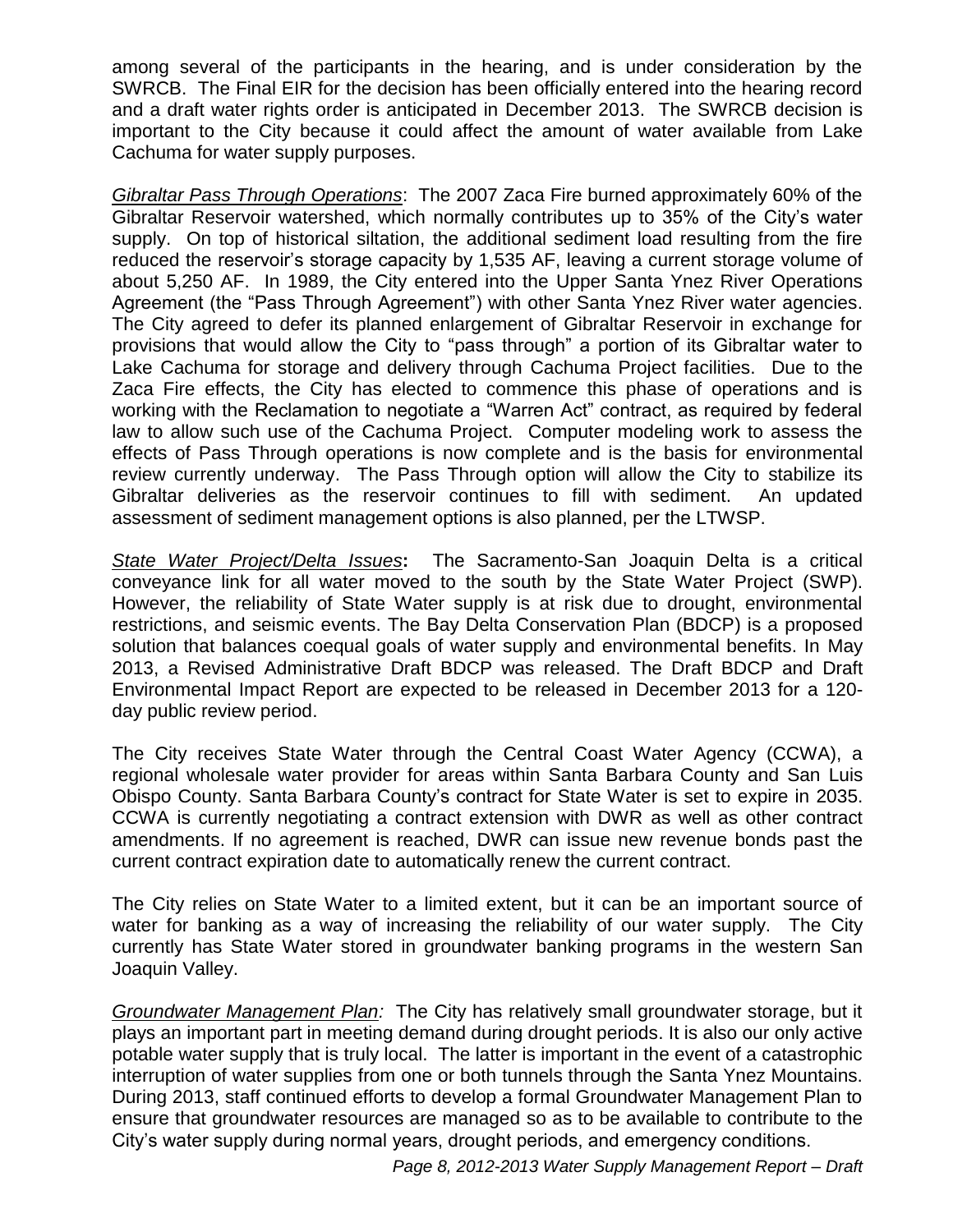among several of the participants in the hearing, and is under consideration by the SWRCB. The Final EIR for the decision has been officially entered into the hearing record and a draft water rights order is anticipated in December 2013. The SWRCB decision is important to the City because it could affect the amount of water available from Lake Cachuma for water supply purposes.

*Gibraltar Pass Through Operations*: The 2007 Zaca Fire burned approximately 60% of the Gibraltar Reservoir watershed, which normally contributes up to 35% of the City's water supply. On top of historical siltation, the additional sediment load resulting from the fire reduced the reservoir's storage capacity by 1,535 AF, leaving a current storage volume of about 5,250 AF. In 1989, the City entered into the Upper Santa Ynez River Operations Agreement (the "Pass Through Agreement") with other Santa Ynez River water agencies. The City agreed to defer its planned enlargement of Gibraltar Reservoir in exchange for provisions that would allow the City to "pass through" a portion of its Gibraltar water to Lake Cachuma for storage and delivery through Cachuma Project facilities. Due to the Zaca Fire effects, the City has elected to commence this phase of operations and is working with the Reclamation to negotiate a "Warren Act" contract, as required by federal law to allow such use of the Cachuma Project. Computer modeling work to assess the effects of Pass Through operations is now complete and is the basis for environmental review currently underway. The Pass Through option will allow the City to stabilize its Gibraltar deliveries as the reservoir continues to fill with sediment. An updated assessment of sediment management options is also planned, per the LTWSP.

*State Water Project/Delta Issues***:** The Sacramento-San Joaquin Delta is a critical conveyance link for all water moved to the south by the State Water Project (SWP). However, the reliability of State Water supply is at risk due to drought, environmental restrictions, and seismic events. The Bay Delta Conservation Plan (BDCP) is a proposed solution that balances coequal goals of water supply and environmental benefits. In May 2013, a Revised Administrative Draft BDCP was released. The Draft BDCP and Draft Environmental Impact Report are expected to be released in December 2013 for a 120-day public review period.

The City receives State Water through the Central Coast Water Agency (CCWA), a regional wholesale water provider for areas within Santa Barbara County and San Luis Obispo County. Santa Barbara County's contract for State Water is set to expire in 2035. CCWA is currently negotiating a contract extension with DWR as well as other contract amendments. If no agreement is reached, DWR can issue new revenue bonds past the current contract expiration date to automatically renew the current contract.

The City relies on State Water to a limited extent, but it can be an important source of water for banking as a way of increasing the reliability of our water supply. The City currently has State Water stored in groundwater banking programs in the western San Joaquin Valley.

*Groundwater Management Plan:* The City has relatively small groundwater storage, but it plays an important part in meeting demand during drought periods. It is also our only active potable water supply that is truly local. The latter is important in the event of a catastrophic interruption of water supplies from one or both tunnels through the Santa Ynez Mountains. During 2013, staff continued efforts to develop a formal Groundwater Management Plan to ensure that groundwater resources are managed so as to be available to contribute to the City's water supply during normal years, drought periods, and emergency conditions.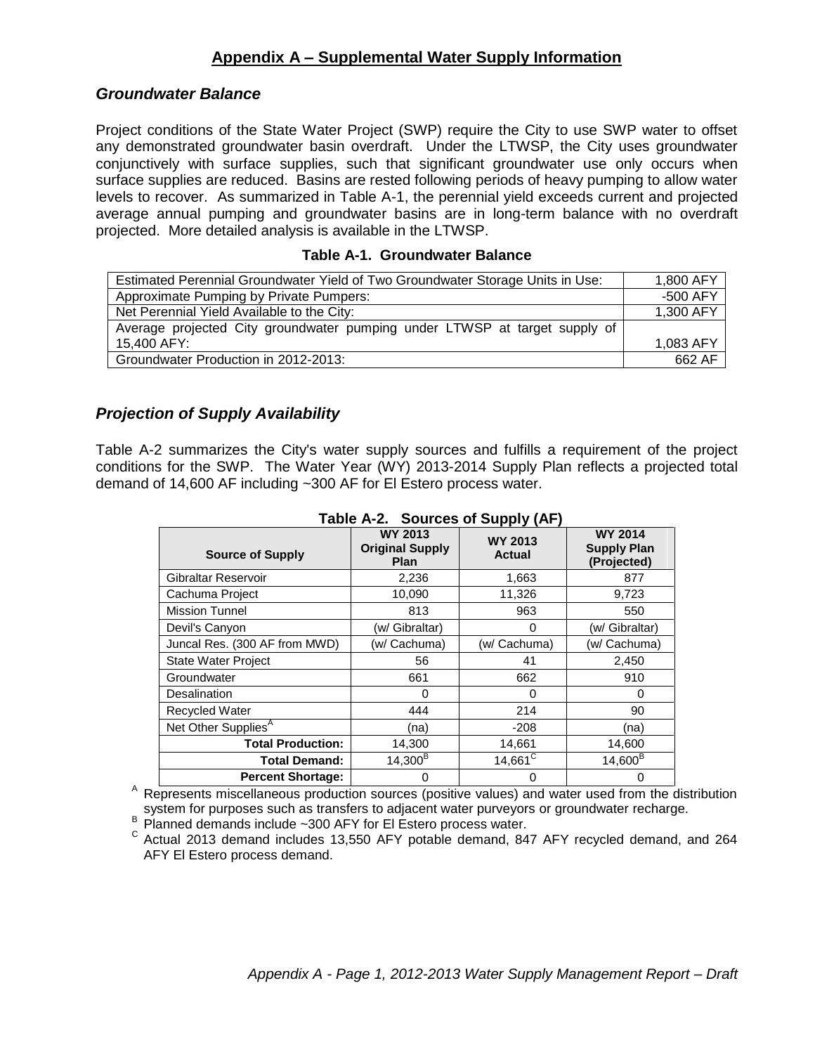# Appendix A – Supplemental Water Supply Information

## *Groundwater Balance*

Project conditions of the State Water Project (SWP) require the City to use SWP water to offset any demonstrated groundwater basin overdraft. Under the LTWSP, the City uses groundwater conjunctively with surface supplies, such that significant groundwater use only occurs when surface supplies are reduced. Basins are rested following periods of heavy pumping to allow water levels to recover. As summarized in Table A-1, the perennial yield exceeds current and projected average annual pumping and groundwater basins are in long-term balance with no overdraft projected. More detailed analysis is available in the LTWSP.

**Table A-1. Groundwater Balance**

| | |
|---|---|
| Estimated Perennial Groundwater Yield of Two Groundwater Storage Units in Use: | 1,800 AFY |
| Approximate Pumping by Private Pumpers: | -500 AFY |
| Net Perennial Yield Available to the City: | 1,300 AFY |
| Average projected City groundwater pumping under LTWSP at target supply of 15,400 AFY: | 1,083 AFY |
| Groundwater Production in 2012-2013: | 662 AF |

## *Projection of Supply Availability*

Table A-2 summarizes the City's water supply sources and fulfills a requirement of the project conditions for the SWP. The Water Year (WY) 2013-2014 Supply Plan reflects a projected total demand of 14,600 AF including ~300 AF for El Estero process water.

**Table A-2. Sources of Supply (AF)**

| Source of Supply | WY 2013 Original Supply Plan | WY 2013 Actual | WY 2014 Supply Plan (Projected) |
|---|---|---|---|
| Gibraltar Reservoir | 2,236 | 1,663 | 877 |
| Cachuma Project | 10,090 | 11,326 | 9,723 |
| Mission Tunnel | 813 | 963 | 550 |
| Devil's Canyon | (w/ Gibraltar) | 0 | (w/ Gibraltar) |
| Juncal Res. (300 AF from MWD) | (w/ Cachuma) | (w/ Cachuma) | (w/ Cachuma) |
| State Water Project | 56 | 41 | 2,450 |
| Groundwater | 661 | 662 | 910 |
| Desalination | 0 | 0 | 0 |
| Recycled Water | 444 | 214 | 90 |
| Net Other Supplies[A] | (na) | -208 | (na) |
| **Total Production:** | 14,300 | 14,661 | 14,600 |
| **Total Demand:** | 14,300[B] | 14,661[C] | 14,600[B] |
| **Percent Shortage:** | 0 | 0 | 0 |

[A] Represents miscellaneous production sources (positive values) and water used from the distribution system for purposes such as transfers to adjacent water purveyors or groundwater recharge.

[B] Planned demands include ~300 AFY for El Estero process water.

[C] Actual 2013 demand includes 13,550 AFY potable demand, 847 AFY recycled demand, and 264 AFY El Estero process demand.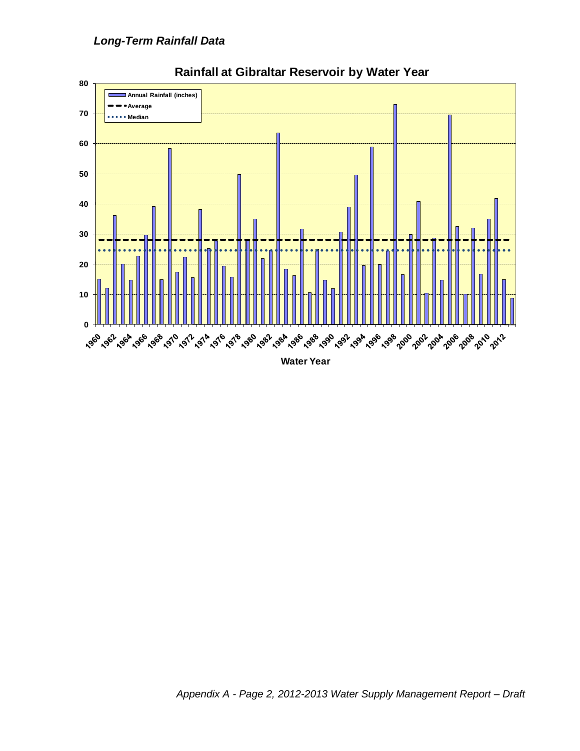***Long-Term Rainfall Data***

**Rainfall at Gibraltar Reservoir by Water Year**

Annual Rainfall (inches)
Average
Median

80
70
60
50
40
30
20
10
0

1960 1962 1964 1966 1968 1970 1972 1974 1976 1978 1980 1982 1984 1986 1988 1990 1992 1994 1996 1998 2000 2002 2004 2006 2008 2010 2012

**Water Year**

*Appendix A - Page 2, 2012-2013 Water Supply Management Report – Draft*